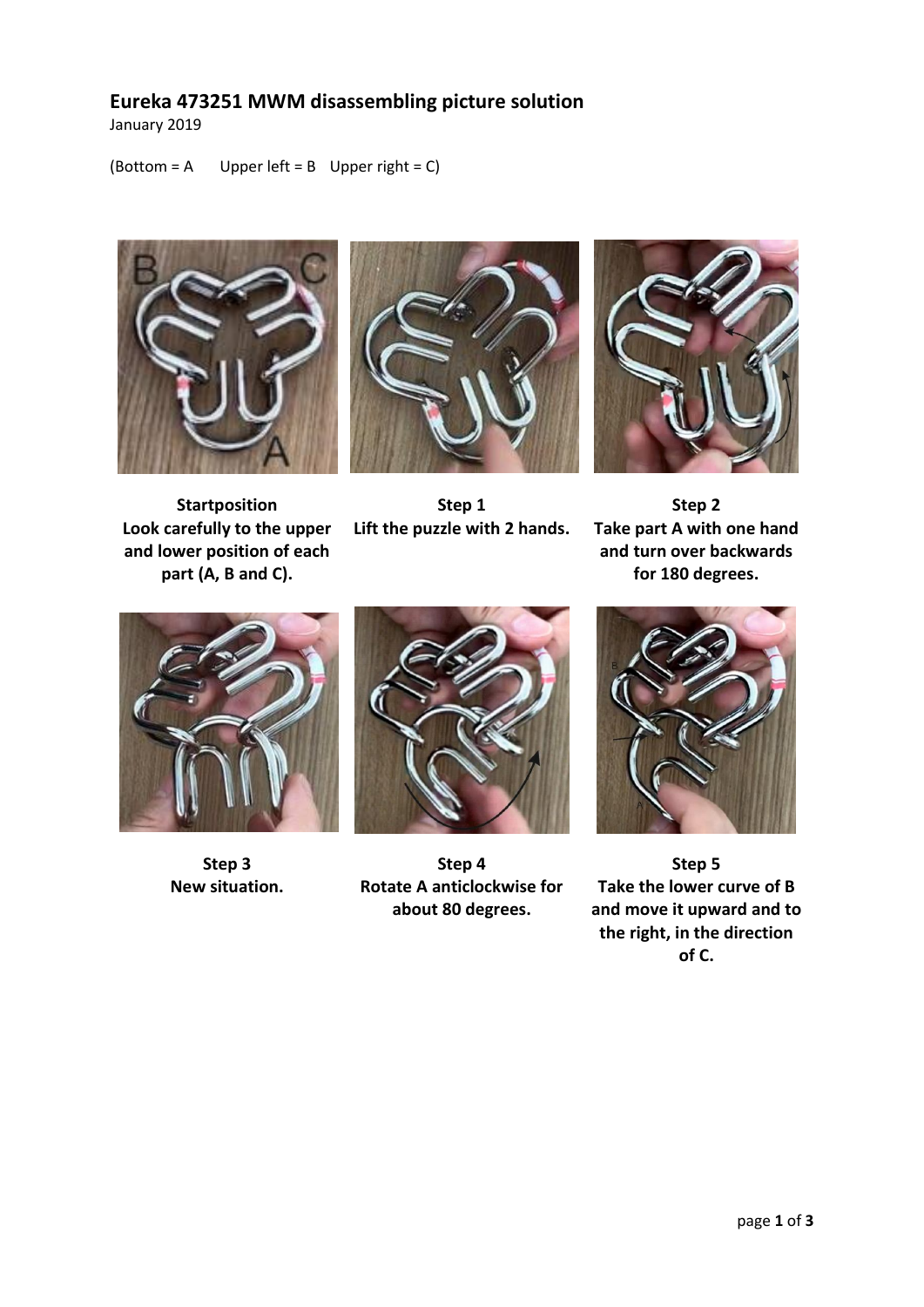# Eureka 473251 MWM disassembling picture solution

January 2019

(Bottom = A    Upper left = B   Upper right = C)

**Startposition**
**Look carefully to the upper and lower position of each part (A, B and C).**

**Step 1**
**Lift the puzzle with 2 hands.**

**Step 2**
**Take part A with one hand and turn over backwards for 180 degrees.**

**Step 3**
**New situation.**

**Step 4**
**Rotate A anticlockwise for about 80 degrees.**

**Step 5**
**Take the lower curve of B and move it upward and to the right, in the direction of C.**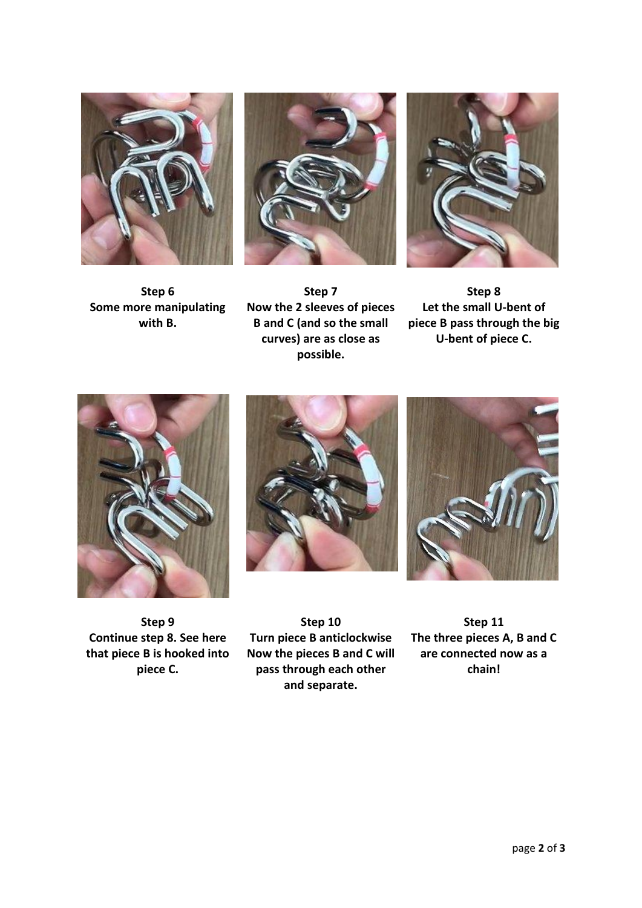**Step 6**
**Some more manipulating with B.**

**Step 7**
**Now the 2 sleeves of pieces B and C (and so the small curves) are as close as possible.**

**Step 8**
**Let the small U-bent of piece B pass through the big U-bent of piece C.**

**Step 9**
**Continue step 8. See here that piece B is hooked into piece C.**

**Step 10**
**Turn piece B anticlockwise Now the pieces B and C will pass through each other and separate.**

**Step 11**
**The three pieces A, B and C are connected now as a chain!**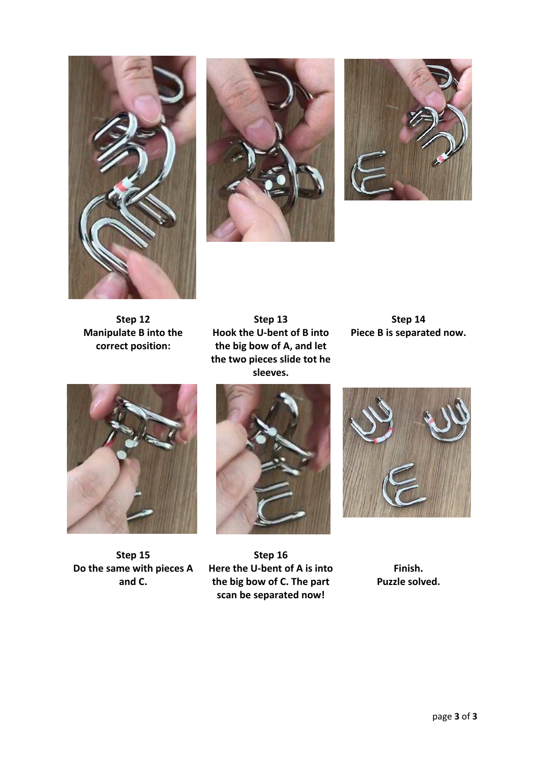**Step 12**
**Manipulate B into the correct position:**

**Step 13**
**Hook the U-bent of B into the big bow of A, and let the two pieces slide tot he sleeves.**

**Step 14**
**Piece B is separated now.**

**Step 15**
**Do the same with pieces A and C.**

**Step 16**
**Here the U-bent of A is into the big bow of C. The part scan be separated now!**

**Finish.**
**Puzzle solved.**